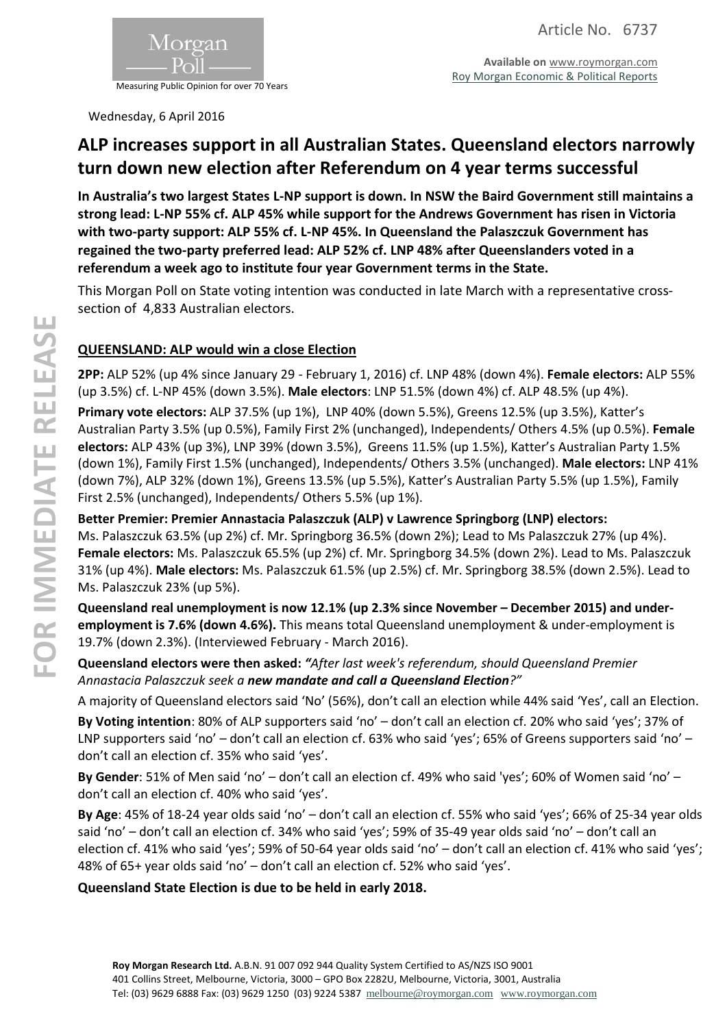Article No. 6737

**Available on** www.roymorgan.com
Roy Morgan Economic & Political Reports

Wednesday, 6 April 2016

# ALP increases support in all Australian States. Queensland electors narrowly turn down new election after Referendum on 4 year terms successful

**In Australia's two largest States L-NP support is down. In NSW the Baird Government still maintains a strong lead: L-NP 55% cf. ALP 45% while support for the Andrews Government has risen in Victoria with two-party support: ALP 55% cf. L-NP 45%. In Queensland the Palaszczuk Government has regained the two-party preferred lead: ALP 52% cf. LNP 48% after Queenslanders voted in a referendum a week ago to institute four year Government terms in the State.**

This Morgan Poll on State voting intention was conducted in late March with a representative cross-section of 4,833 Australian electors.

## QUEENSLAND: ALP would win a close Election

**2PP:** ALP 52% (up 4% since January 29 - February 1, 2016) cf. LNP 48% (down 4%). **Female electors:** ALP 55% (up 3.5%) cf. L-NP 45% (down 3.5%). **Male electors**: LNP 51.5% (down 4%) cf. ALP 48.5% (up 4%).

**Primary vote electors:** ALP 37.5% (up 1%), LNP 40% (down 5.5%), Greens 12.5% (up 3.5%), Katter's Australian Party 3.5% (up 0.5%), Family First 2% (unchanged), Independents/ Others 4.5% (up 0.5%). **Female electors:** ALP 43% (up 3%), LNP 39% (down 3.5%), Greens 11.5% (up 1.5%), Katter's Australian Party 1.5% (down 1%), Family First 1.5% (unchanged), Independents/ Others 3.5% (unchanged). **Male electors:** LNP 41% (down 7%), ALP 32% (down 1%), Greens 13.5% (up 5.5%), Katter's Australian Party 5.5% (up 1.5%), Family First 2.5% (unchanged), Independents/ Others 5.5% (up 1%).

**Better Premier: Premier Annastacia Palaszczuk (ALP) v Lawrence Springborg (LNP) electors:**
Ms. Palaszczuk 63.5% (up 2%) cf. Mr. Springborg 36.5% (down 2%); Lead to Ms Palaszczuk 27% (up 4%). **Female electors:** Ms. Palaszczuk 65.5% (up 2%) cf. Mr. Springborg 34.5% (down 2%). Lead to Ms. Palaszczuk 31% (up 4%). **Male electors:** Ms. Palaszczuk 61.5% (up 2.5%) cf. Mr. Springborg 38.5% (down 2.5%). Lead to Ms. Palaszczuk 23% (up 5%).

**Queensland real unemployment is now 12.1% (up 2.3% since November – December 2015) and under-employment is 7.6% (down 4.6%).** This means total Queensland unemployment & under-employment is 19.7% (down 2.3%). (Interviewed February - March 2016).

**Queensland electors were then asked:** ***"After last week's referendum, should Queensland Premier Annastacia Palaszczuk seek a new mandate and call a Queensland Election?"***

A majority of Queensland electors said 'No' (56%), don't call an election while 44% said 'Yes', call an Election.

**By Voting intention**: 80% of ALP supporters said 'no' – don't call an election cf. 20% who said 'yes'; 37% of LNP supporters said 'no' – don't call an election cf. 63% who said 'yes'; 65% of Greens supporters said 'no' – don't call an election cf. 35% who said 'yes'.

**By Gender**: 51% of Men said 'no' – don't call an election cf. 49% who said 'yes'; 60% of Women said 'no' – don't call an election cf. 40% who said 'yes'.

**By Age**: 45% of 18-24 year olds said 'no' – don't call an election cf. 55% who said 'yes'; 66% of 25-34 year olds said 'no' – don't call an election cf. 34% who said 'yes'; 59% of 35-49 year olds said 'no' – don't call an election cf. 41% who said 'yes'; 59% of 50-64 year olds said 'no' – don't call an election cf. 41% who said 'yes'; 48% of 65+ year olds said 'no' – don't call an election cf. 52% who said 'yes'.

**Queensland State Election is due to be held in early 2018.**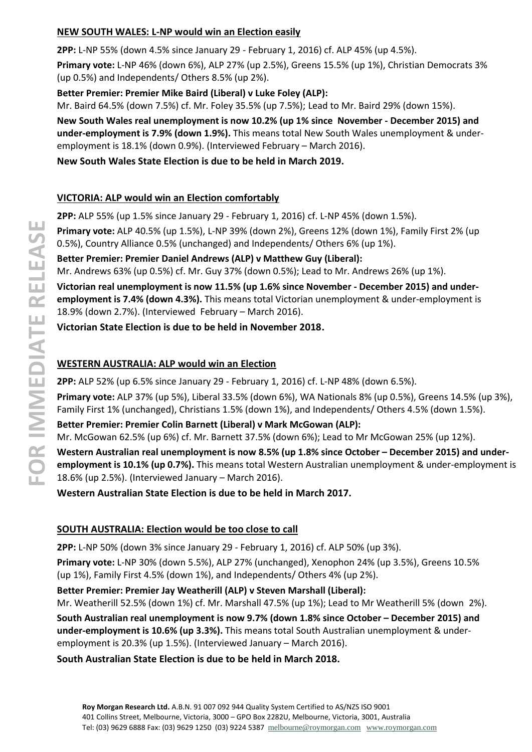## NEW SOUTH WALES: L-NP would win an Election easily

**2PP:** L-NP 55% (down 4.5% since January 29 - February 1, 2016) cf. ALP 45% (up 4.5%).

**Primary vote:** L-NP 46% (down 6%), ALP 27% (up 2.5%), Greens 15.5% (up 1%), Christian Democrats 3% (up 0.5%) and Independents/ Others 8.5% (up 2%).

**Better Premier: Premier Mike Baird (Liberal) v Luke Foley (ALP):**
Mr. Baird 64.5% (down 7.5%) cf. Mr. Foley 35.5% (up 7.5%); Lead to Mr. Baird 29% (down 15%).

**New South Wales real unemployment is now 10.2% (up 1% since November - December 2015) and under-employment is 7.9% (down 1.9%).** This means total New South Wales unemployment & under-employment is 18.1% (down 0.9%). (Interviewed February – March 2016).

**New South Wales State Election is due to be held in March 2019.**

## VICTORIA: ALP would win an Election comfortably

**2PP:** ALP 55% (up 1.5% since January 29 - February 1, 2016) cf. L-NP 45% (down 1.5%).

**Primary vote:** ALP 40.5% (up 1.5%), L-NP 39% (down 2%), Greens 12% (down 1%), Family First 2% (up 0.5%), Country Alliance 0.5% (unchanged) and Independents/ Others 6% (up 1%).

**Better Premier: Premier Daniel Andrews (ALP) v Matthew Guy (Liberal):**
Mr. Andrews 63% (up 0.5%) cf. Mr. Guy 37% (down 0.5%); Lead to Mr. Andrews 26% (up 1%).

**Victorian real unemployment is now 11.5% (up 1.6% since November - December 2015) and under-employment is 7.4% (down 4.3%).** This means total Victorian unemployment & under-employment is 18.9% (down 2.7%). (Interviewed February – March 2016).

**Victorian State Election is due to be held in November 2018.**

## WESTERN AUSTRALIA: ALP would win an Election

**2PP:** ALP 52% (up 6.5% since January 29 - February 1, 2016) cf. L-NP 48% (down 6.5%).

**Primary vote:** ALP 37% (up 5%), Liberal 33.5% (down 6%), WA Nationals 8% (up 0.5%), Greens 14.5% (up 3%), Family First 1% (unchanged), Christians 1.5% (down 1%), and Independents/ Others 4.5% (down 1.5%).

**Better Premier: Premier Colin Barnett (Liberal) v Mark McGowan (ALP):**
Mr. McGowan 62.5% (up 6%) cf. Mr. Barnett 37.5% (down 6%); Lead to Mr McGowan 25% (up 12%).

**Western Australian real unemployment is now 8.5% (up 1.8% since October – December 2015) and under-employment is 10.1% (up 0.7%).** This means total Western Australian unemployment & under-employment is 18.6% (up 2.5%). (Interviewed January – March 2016).

**Western Australian State Election is due to be held in March 2017.**

## SOUTH AUSTRALIA: Election would be too close to call

**2PP:** L-NP 50% (down 3% since January 29 - February 1, 2016) cf. ALP 50% (up 3%).

**Primary vote:** L-NP 30% (down 5.5%), ALP 27% (unchanged), Xenophon 24% (up 3.5%), Greens 10.5% (up 1%), Family First 4.5% (down 1%), and Independents/ Others 4% (up 2%).

**Better Premier: Premier Jay Weatherill (ALP) v Steven Marshall (Liberal):**
Mr. Weatherill 52.5% (down 1%) cf. Mr. Marshall 47.5% (up 1%); Lead to Mr Weatherill 5% (down 2%).

**South Australian real unemployment is now 9.7% (down 1.8% since October – December 2015) and under-employment is 10.6% (up 3.3%).** This means total South Australian unemployment & under-employment is 20.3% (up 1.5%). (Interviewed January – March 2016).

**South Australian State Election is due to be held in March 2018.**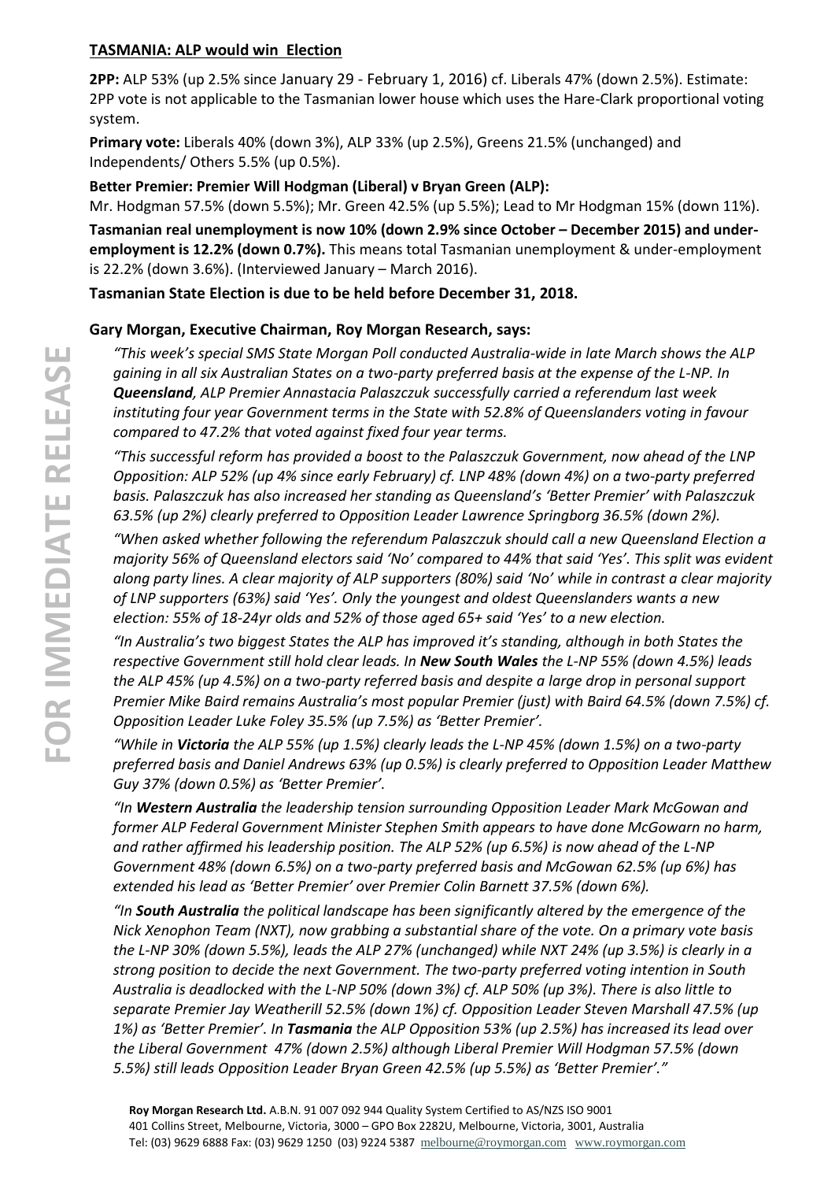## TASMANIA: ALP would win Election

**2PP:** ALP 53% (up 2.5% since January 29 - February 1, 2016) cf. Liberals 47% (down 2.5%). Estimate: 2PP vote is not applicable to the Tasmanian lower house which uses the Hare-Clark proportional voting system.

**Primary vote:** Liberals 40% (down 3%), ALP 33% (up 2.5%), Greens 21.5% (unchanged) and Independents/ Others 5.5% (up 0.5%).

**Better Premier: Premier Will Hodgman (Liberal) v Bryan Green (ALP):**

Mr. Hodgman 57.5% (down 5.5%); Mr. Green 42.5% (up 5.5%); Lead to Mr Hodgman 15% (down 11%).

**Tasmanian real unemployment is now 10% (down 2.9% since October – December 2015) and under-employment is 12.2% (down 0.7%).** This means total Tasmanian unemployment & under-employment is 22.2% (down 3.6%). (Interviewed January – March 2016).

**Tasmanian State Election is due to be held before December 31, 2018.**

**Gary Morgan, Executive Chairman, Roy Morgan Research, says:**

*"This week's special SMS State Morgan Poll conducted Australia-wide in late March shows the ALP gaining in all six Australian States on a two-party preferred basis at the expense of the L-NP. In **Queensland**, ALP Premier Annastacia Palaszczuk successfully carried a referendum last week instituting four year Government terms in the State with 52.8% of Queenslanders voting in favour compared to 47.2% that voted against fixed four year terms.*

*"This successful reform has provided a boost to the Palaszczuk Government, now ahead of the LNP Opposition: ALP 52% (up 4% since early February) cf. LNP 48% (down 4%) on a two-party preferred basis. Palaszczuk has also increased her standing as Queensland's 'Better Premier' with Palaszczuk 63.5% (up 2%) clearly preferred to Opposition Leader Lawrence Springborg 36.5% (down 2%).*

*"When asked whether following the referendum Palaszczuk should call a new Queensland Election a majority 56% of Queensland electors said 'No' compared to 44% that said 'Yes'. This split was evident along party lines. A clear majority of ALP supporters (80%) said 'No' while in contrast a clear majority of LNP supporters (63%) said 'Yes'. Only the youngest and oldest Queenslanders wants a new election: 55% of 18-24yr olds and 52% of those aged 65+ said 'Yes' to a new election.*

*"In Australia's two biggest States the ALP has improved it's standing, although in both States the respective Government still hold clear leads. In **New South Wales** the L-NP 55% (down 4.5%) leads the ALP 45% (up 4.5%) on a two-party referred basis and despite a large drop in personal support Premier Mike Baird remains Australia's most popular Premier (just) with Baird 64.5% (down 7.5%) cf. Opposition Leader Luke Foley 35.5% (up 7.5%) as 'Better Premier'.*

*"While in **Victoria** the ALP 55% (up 1.5%) clearly leads the L-NP 45% (down 1.5%) on a two-party preferred basis and Daniel Andrews 63% (up 0.5%) is clearly preferred to Opposition Leader Matthew Guy 37% (down 0.5%) as 'Better Premier'.*

*"In **Western Australia** the leadership tension surrounding Opposition Leader Mark McGowan and former ALP Federal Government Minister Stephen Smith appears to have done McGowarn no harm, and rather affirmed his leadership position. The ALP 52% (up 6.5%) is now ahead of the L-NP Government 48% (down 6.5%) on a two-party preferred basis and McGowan 62.5% (up 6%) has extended his lead as 'Better Premier' over Premier Colin Barnett 37.5% (down 6%).*

*"In **South Australia** the political landscape has been significantly altered by the emergence of the Nick Xenophon Team (NXT), now grabbing a substantial share of the vote. On a primary vote basis the L-NP 30% (down 5.5%), leads the ALP 27% (unchanged) while NXT 24% (up 3.5%) is clearly in a strong position to decide the next Government. The two-party preferred voting intention in South Australia is deadlocked with the L-NP 50% (down 3%) cf. ALP 50% (up 3%). There is also little to separate Premier Jay Weatherill 52.5% (down 1%) cf. Opposition Leader Steven Marshall 47.5% (up 1%) as 'Better Premier'. In **Tasmania** the ALP Opposition 53% (up 2.5%) has increased its lead over the Liberal Government 47% (down 2.5%) although Liberal Premier Will Hodgman 57.5% (down 5.5%) still leads Opposition Leader Bryan Green 42.5% (up 5.5%) as 'Better Premier'."*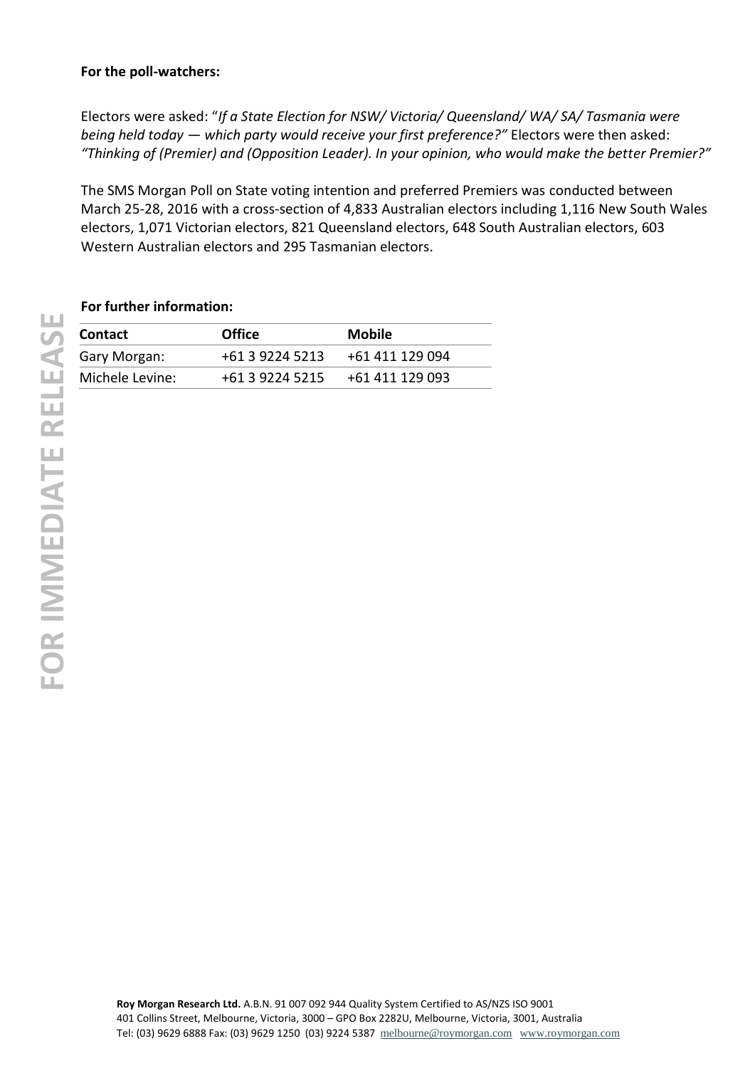**For the poll-watchers:**

Electors were asked: "*If a State Election for NSW/ Victoria/ Queensland/ WA/ SA/ Tasmania were being held today — which party would receive your first preference?"* Electors were then asked: *"Thinking of (Premier) and (Opposition Leader). In your opinion, who would make the better Premier?"*

The SMS Morgan Poll on State voting intention and preferred Premiers was conducted between March 25-28, 2016 with a cross-section of 4,833 Australian electors including 1,116 New South Wales electors, 1,071 Victorian electors, 821 Queensland electors, 648 South Australian electors, 603 Western Australian electors and 295 Tasmanian electors.

**For further information:**

| Contact | Office | Mobile |
|---|---|---|
| Gary Morgan: | +61 3 9224 5213 | +61 411 129 094 |
| Michele Levine: | +61 3 9224 5215 | +61 411 129 093 |